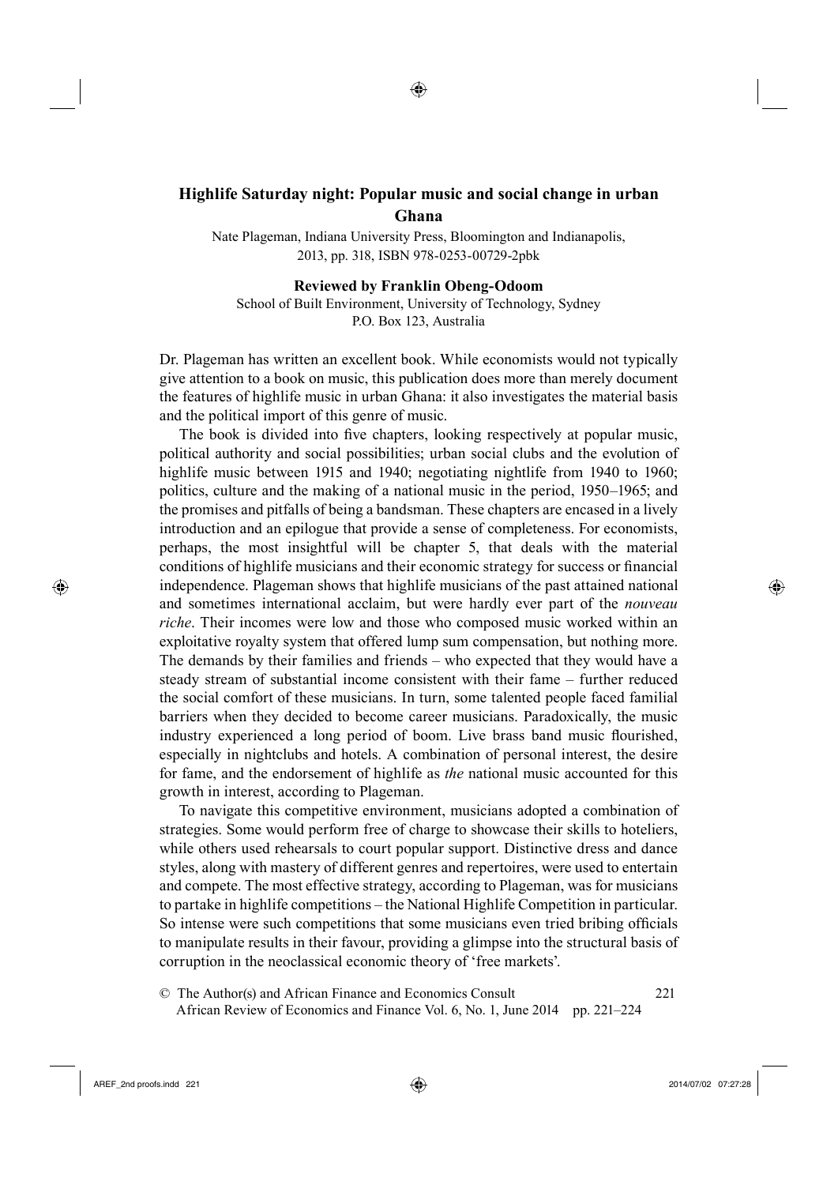# Highlife Saturday night: Popular music and social change in urban Ghana

Nate Plageman, Indiana University Press, Bloomington and Indianapolis, 2013, pp. 318, ISBN 978-0253-00729-2pbk

**Reviewed by Franklin Obeng-Odoom**

School of Built Environment, University of Technology, Sydney
P.O. Box 123, Australia

Dr. Plageman has written an excellent book. While economists would not typically give attention to a book on music, this publication does more than merely document the features of highlife music in urban Ghana: it also investigates the material basis and the political import of this genre of music.

The book is divided into five chapters, looking respectively at popular music, political authority and social possibilities; urban social clubs and the evolution of highlife music between 1915 and 1940; negotiating nightlife from 1940 to 1960; politics, culture and the making of a national music in the period, 1950–1965; and the promises and pitfalls of being a bandsman. These chapters are encased in a lively introduction and an epilogue that provide a sense of completeness. For economists, perhaps, the most insightful will be chapter 5, that deals with the material conditions of highlife musicians and their economic strategy for success or financial independence. Plageman shows that highlife musicians of the past attained national and sometimes international acclaim, but were hardly ever part of the *nouveau riche*. Their incomes were low and those who composed music worked within an exploitative royalty system that offered lump sum compensation, but nothing more. The demands by their families and friends – who expected that they would have a steady stream of substantial income consistent with their fame – further reduced the social comfort of these musicians. In turn, some talented people faced familial barriers when they decided to become career musicians. Paradoxically, the music industry experienced a long period of boom. Live brass band music flourished, especially in nightclubs and hotels. A combination of personal interest, the desire for fame, and the endorsement of highlife as *the* national music accounted for this growth in interest, according to Plageman.

To navigate this competitive environment, musicians adopted a combination of strategies. Some would perform free of charge to showcase their skills to hoteliers, while others used rehearsals to court popular support. Distinctive dress and dance styles, along with mastery of different genres and repertoires, were used to entertain and compete. The most effective strategy, according to Plageman, was for musicians to partake in highlife competitions – the National Highlife Competition in particular. So intense were such competitions that some musicians even tried bribing officials to manipulate results in their favour, providing a glimpse into the structural basis of corruption in the neoclassical economic theory of 'free markets'.

© The Author(s) and African Finance and Economics Consult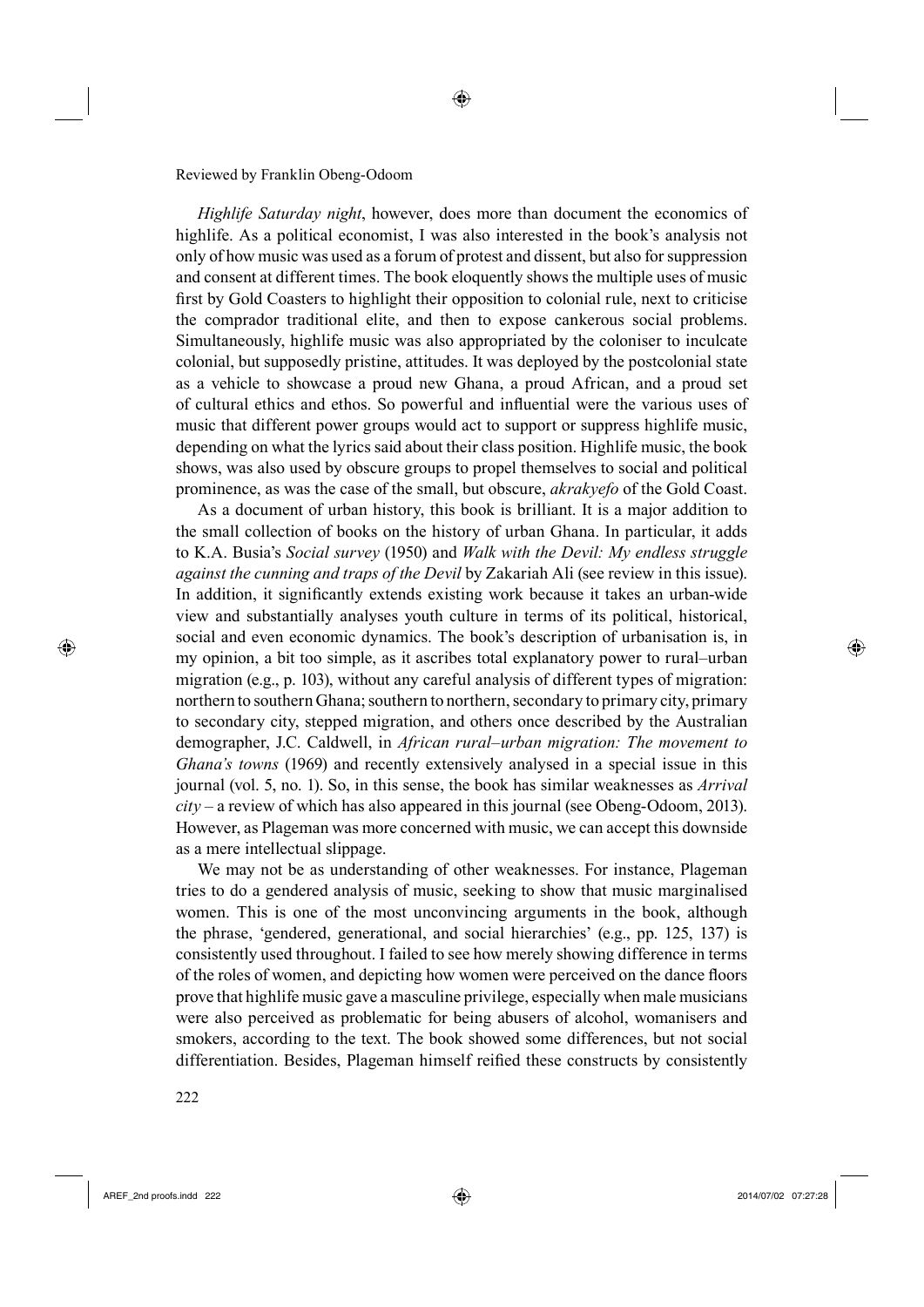*Highlife Saturday night*, however, does more than document the economics of highlife. As a political economist, I was also interested in the book's analysis not only of how music was used as a forum of protest and dissent, but also for suppression and consent at different times. The book eloquently shows the multiple uses of music first by Gold Coasters to highlight their opposition to colonial rule, next to criticise the comprador traditional elite, and then to expose cankerous social problems. Simultaneously, highlife music was also appropriated by the coloniser to inculcate colonial, but supposedly pristine, attitudes. It was deployed by the postcolonial state as a vehicle to showcase a proud new Ghana, a proud African, and a proud set of cultural ethics and ethos. So powerful and influential were the various uses of music that different power groups would act to support or suppress highlife music, depending on what the lyrics said about their class position. Highlife music, the book shows, was also used by obscure groups to propel themselves to social and political prominence, as was the case of the small, but obscure, *akrakyefo* of the Gold Coast.

As a document of urban history, this book is brilliant. It is a major addition to the small collection of books on the history of urban Ghana. In particular, it adds to K.A. Busia's *Social survey* (1950) and *Walk with the Devil: My endless struggle against the cunning and traps of the Devil* by Zakariah Ali (see review in this issue). In addition, it significantly extends existing work because it takes an urban-wide view and substantially analyses youth culture in terms of its political, historical, social and even economic dynamics. The book's description of urbanisation is, in my opinion, a bit too simple, as it ascribes total explanatory power to rural–urban migration (e.g., p. 103), without any careful analysis of different types of migration: northern to southern Ghana; southern to northern, secondary to primary city, primary to secondary city, stepped migration, and others once described by the Australian demographer, J.C. Caldwell, in *African rural–urban migration: The movement to Ghana's towns* (1969) and recently extensively analysed in a special issue in this journal (vol. 5, no. 1). So, in this sense, the book has similar weaknesses as *Arrival city* – a review of which has also appeared in this journal (see Obeng-Odoom, 2013). However, as Plageman was more concerned with music, we can accept this downside as a mere intellectual slippage.

We may not be as understanding of other weaknesses. For instance, Plageman tries to do a gendered analysis of music, seeking to show that music marginalised women. This is one of the most unconvincing arguments in the book, although the phrase, 'gendered, generational, and social hierarchies' (e.g., pp. 125, 137) is consistently used throughout. I failed to see how merely showing difference in terms of the roles of women, and depicting how women were perceived on the dance floors prove that highlife music gave a masculine privilege, especially when male musicians were also perceived as problematic for being abusers of alcohol, womanisers and smokers, according to the text. The book showed some differences, but not social differentiation. Besides, Plageman himself reified these constructs by consistently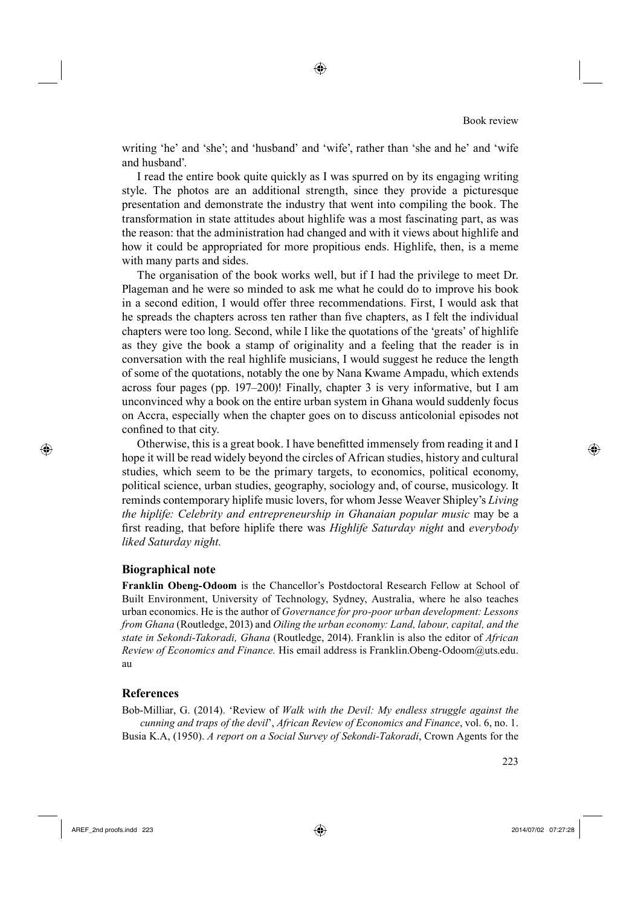writing 'he' and 'she'; and 'husband' and 'wife', rather than 'she and he' and 'wife and husband'.

I read the entire book quite quickly as I was spurred on by its engaging writing style. The photos are an additional strength, since they provide a picturesque presentation and demonstrate the industry that went into compiling the book. The transformation in state attitudes about highlife was a most fascinating part, as was the reason: that the administration had changed and with it views about highlife and how it could be appropriated for more propitious ends. Highlife, then, is a meme with many parts and sides.

The organisation of the book works well, but if I had the privilege to meet Dr. Plageman and he were so minded to ask me what he could do to improve his book in a second edition, I would offer three recommendations. First, I would ask that he spreads the chapters across ten rather than five chapters, as I felt the individual chapters were too long. Second, while I like the quotations of the 'greats' of highlife as they give the book a stamp of originality and a feeling that the reader is in conversation with the real highlife musicians, I would suggest he reduce the length of some of the quotations, notably the one by Nana Kwame Ampadu, which extends across four pages (pp. 197–200)! Finally, chapter 3 is very informative, but I am unconvinced why a book on the entire urban system in Ghana would suddenly focus on Accra, especially when the chapter goes on to discuss anticolonial episodes not confined to that city.

Otherwise, this is a great book. I have benefitted immensely from reading it and I hope it will be read widely beyond the circles of African studies, history and cultural studies, which seem to be the primary targets, to economics, political economy, political science, urban studies, geography, sociology and, of course, musicology. It reminds contemporary hiplife music lovers, for whom Jesse Weaver Shipley's *Living the hiplife: Celebrity and entrepreneurship in Ghanaian popular music* may be a first reading, that before hiplife there was *Highlife Saturday night* and *everybody liked Saturday night.*

## Biographical note

**Franklin Obeng-Odoom** is the Chancellor's Postdoctoral Research Fellow at School of Built Environment, University of Technology, Sydney, Australia, where he also teaches urban economics. He is the author of *Governance for pro-poor urban development: Lessons from Ghana* (Routledge, 2013) and *Oiling the urban economy: Land, labour, capital, and the state in Sekondi-Takoradi, Ghana* (Routledge, 2014). Franklin is also the editor of *African Review of Economics and Finance.* His email address is Franklin.Obeng-Odoom@uts.edu.au

## References

Bob-Milliar, G. (2014). 'Review of *Walk with the Devil: My endless struggle against the cunning and traps of the devil*', *African Review of Economics and Finance*, vol. 6, no. 1.

Busia K.A, (1950). *A report on a Social Survey of Sekondi-Takoradi*, Crown Agents for the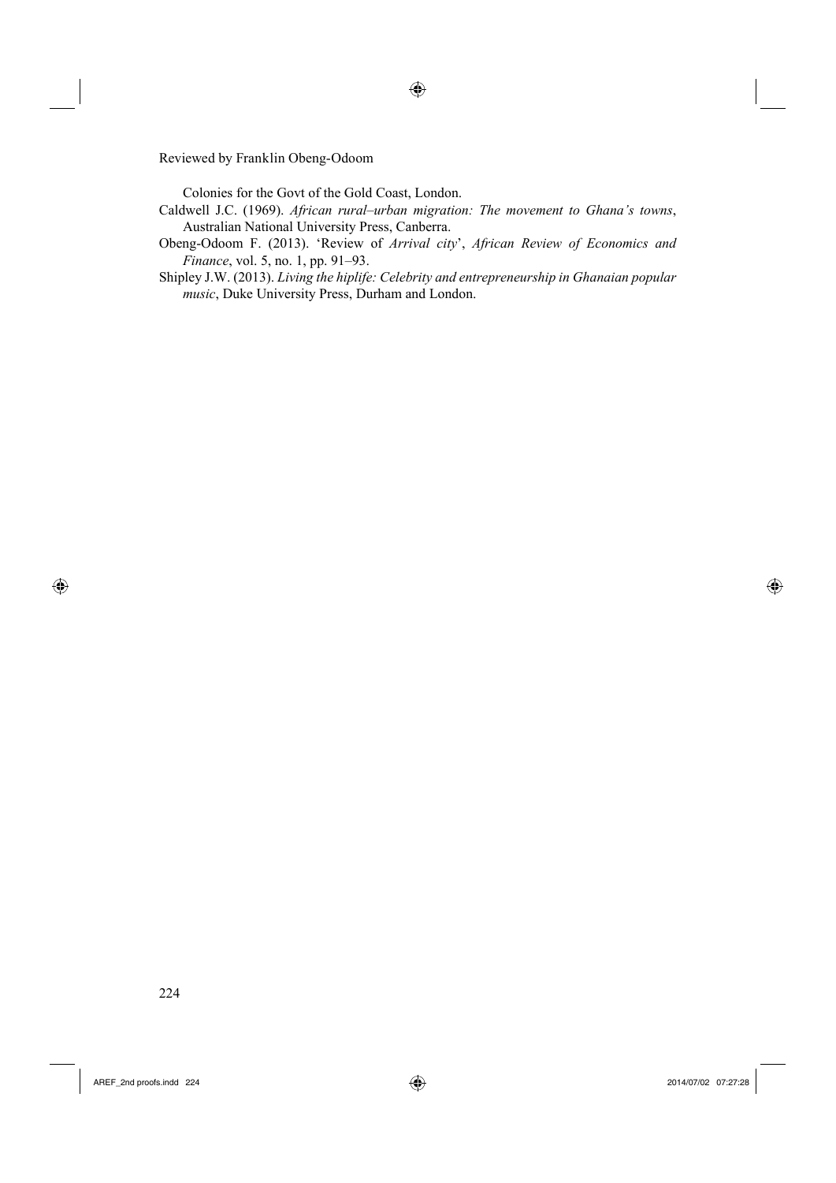Colonies for the Govt of the Gold Coast, London.

Caldwell J.C. (1969). *African rural–urban migration: The movement to Ghana's towns*, Australian National University Press, Canberra.

Obeng-Odoom F. (2013). 'Review of *Arrival city*', *African Review of Economics and Finance*, vol. 5, no. 1, pp. 91–93.

Shipley J.W. (2013). *Living the hiplife: Celebrity and entrepreneurship in Ghanaian popular music*, Duke University Press, Durham and London.